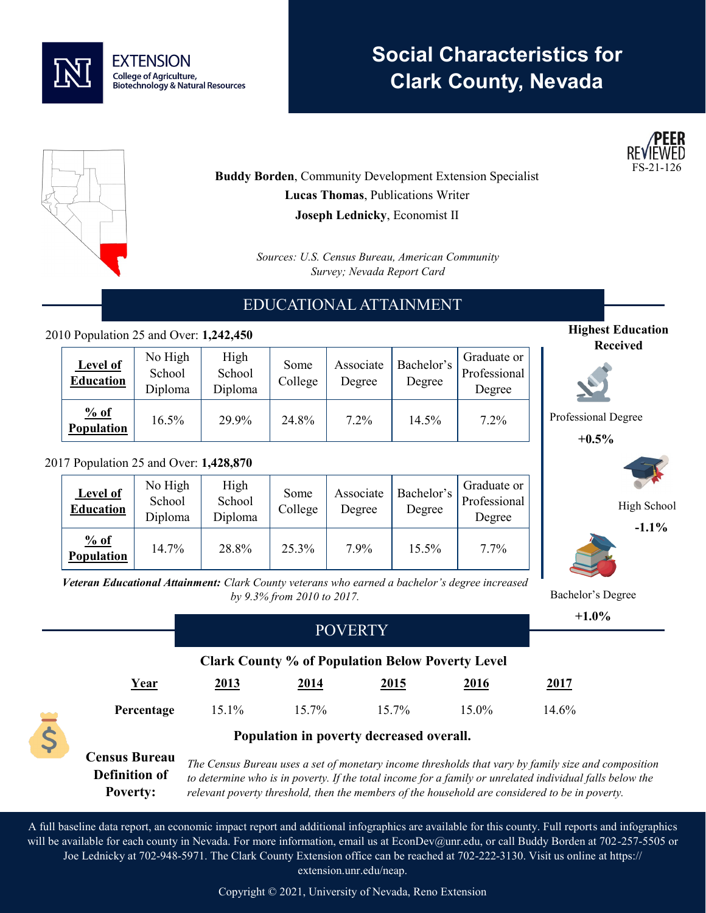EXTENSION
College of Agriculture, Biotechnology & Natural Resources

# Social Characteristics for Clark County, Nevada

PEER REVIEWED
FS-21-126

**Buddy Borden**, Community Development Extension Specialist
**Lucas Thomas**, Publications Writer
**Joseph Lednicky**, Economist II

*Sources: U.S. Census Bureau, American Community Survey; Nevada Report Card*

## EDUCATIONAL ATTAINMENT

2010 Population 25 and Over: **1,242,450**

| **Level of Education** | No High School Diploma | High School Diploma | Some College | Associate Degree | Bachelor's Degree | Graduate or Professional Degree |
|---|---|---|---|---|---|---|
| **% of Population** | 16.5% | 29.9% | 24.8% | 7.2% | 14.5% | 7.2% |

2017 Population 25 and Over: **1,428,870**

| **Level of Education** | No High School Diploma | High School Diploma | Some College | Associate Degree | Bachelor's Degree | Graduate or Professional Degree |
|---|---|---|---|---|---|---|
| **% of Population** | 14.7% | 28.8% | 25.3% | 7.9% | 15.5% | 7.7% |

***Veteran Educational Attainment:*** *Clark County veterans who earned a bachelor's degree increased by 9.3% from 2010 to 2017.*

**Highest Education Received**

Professional Degree
**+0.5%**

High School
**-1.1%**

Bachelor's Degree
**+1.0%**

## POVERTY

**Clark County % of Population Below Poverty Level**

| **Year** | **2013** | **2014** | **2015** | **2016** | **2017** |
|---|---|---|---|---|---|
| **Percentage** | 15.1% | 15.7% | 15.7% | 15.0% | 14.6% |

**Population in poverty decreased overall.**

**Census Bureau Definition of Poverty:** *The Census Bureau uses a set of monetary income thresholds that vary by family size and composition to determine who is in poverty. If the total income for a family or unrelated individual falls below the relevant poverty threshold, then the members of the household are considered to be in poverty.*

A full baseline data report, an economic impact report and additional infographics are available for this county. Full reports and infographics will be available for each county in Nevada. For more information, email us at EconDev@unr.edu, or call Buddy Borden at 702-257-5505 or Joe Lednicky at 702-948-5971. The Clark County Extension office can be reached at 702-222-3130. Visit us online at https://extension.unr.edu/neap.

Copyright © 2021, University of Nevada, Reno Extension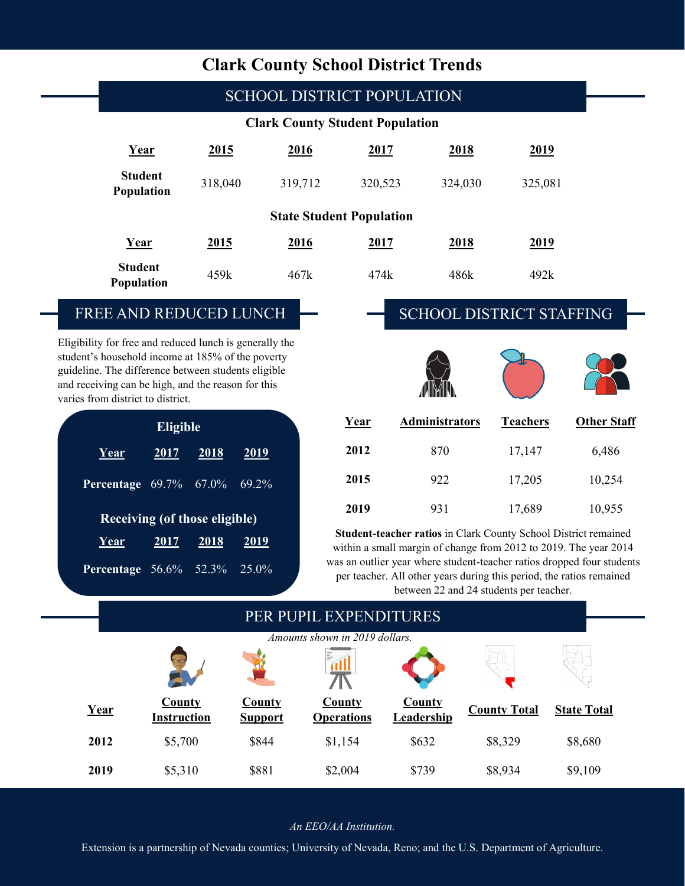# Clark County School District Trends

## SCHOOL DISTRICT POPULATION

**Clark County Student Population**

| Year | 2015 | 2016 | 2017 | 2018 | 2019 |
|---|---|---|---|---|---|
| Student Population | 318,040 | 319,712 | 320,523 | 324,030 | 325,081 |

**State Student Population**

| Year | 2015 | 2016 | 2017 | 2018 | 2019 |
|---|---|---|---|---|---|
| Student Population | 459k | 467k | 474k | 486k | 492k |

## FREE AND REDUCED LUNCH

Eligibility for free and reduced lunch is generally the student's household income at 185% of the poverty guideline. The difference between students eligible and receiving can be high, and the reason for this varies from district to district.

**Eligible**

| Year | 2017 | 2018 | 2019 |
|---|---|---|---|
| Percentage | 69.7% | 67.0% | 69.2% |

**Receiving (of those eligible)**

| Year | 2017 | 2018 | 2019 |
|---|---|---|---|
| Percentage | 56.6% | 52.3% | 25.0% |

## SCHOOL DISTRICT STAFFING

| Year | Administrators | Teachers | Other Staff |
|---|---|---|---|
| 2012 | 870 | 17,147 | 6,486 |
| 2015 | 922 | 17,205 | 10,254 |
| 2019 | 931 | 17,689 | 10,955 |

**Student-teacher ratios** in Clark County School District remained within a small margin of change from 2012 to 2019. The year 2014 was an outlier year where student-teacher ratios dropped four students per teacher. All other years during this period, the ratios remained between 22 and 24 students per teacher.

## PER PUPIL EXPENDITURES

*Amounts shown in 2019 dollars.*

| Year | County Instruction | County Support | County Operations | County Leadership | County Total | State Total |
|---|---|---|---|---|---|---|
| 2012 | $5,700 | $844 | $1,154 | $632 | $8,329 | $8,680 |
| 2019 | $5,310 | $881 | $2,004 | $739 | $8,934 | $9,109 |

*An EEO/AA Institution.*

Extension is a partnership of Nevada counties; University of Nevada, Reno; and the U.S. Department of Agriculture.